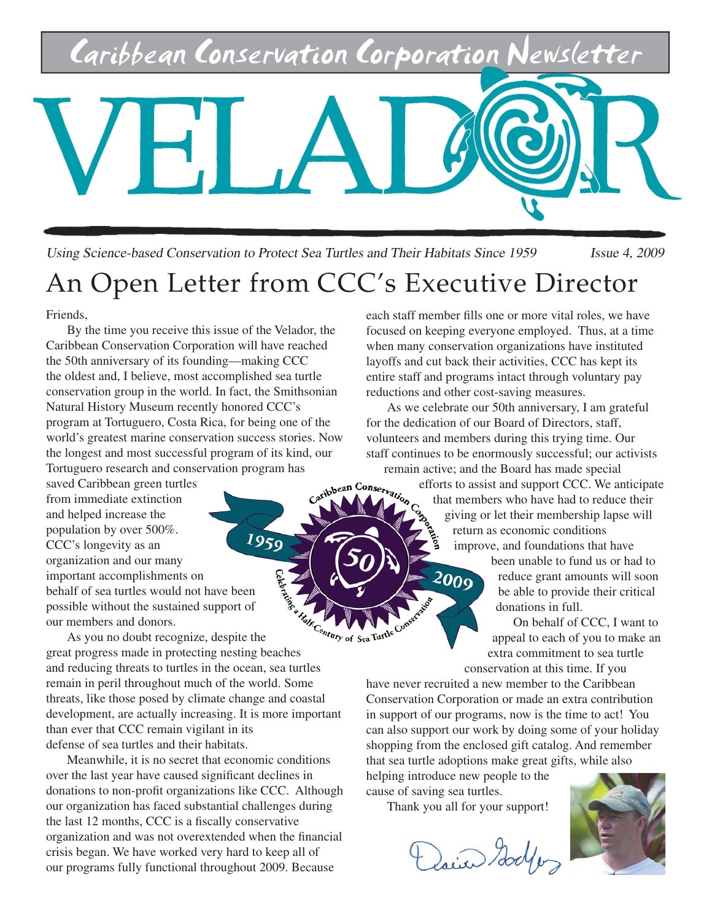Caribbean Conservation Corporation Newsletter

# VELADOR

*Using Science-based Conservation to Protect Sea Turtles and Their Habitats Since 1959* — *Issue 4, 2009*

## An Open Letter from CCC's Executive Director

Friends,

By the time you receive this issue of the Velador, the Caribbean Conservation Corporation will have reached the 50th anniversary of its founding—making CCC the oldest and, I believe, most accomplished sea turtle conservation group in the world. In fact, the Smithsonian Natural History Museum recently honored CCC's program at Tortuguero, Costa Rica, for being one of the world's greatest marine conservation success stories. Now the longest and most successful program of its kind, our Tortuguero research and conservation program has saved Caribbean green turtles from immediate extinction and helped increase the population by over 500%. CCC's longevity as an organization and our many important accomplishments on behalf of sea turtles would not have been possible without the sustained support of our members and donors.

As you no doubt recognize, despite the great progress made in protecting nesting beaches and reducing threats to turtles in the ocean, sea turtles remain in peril throughout much of the world. Some threats, like those posed by climate change and coastal development, are actually increasing. It is more important than ever that CCC remain vigilant in its defense of sea turtles and their habitats.

Meanwhile, it is no secret that economic conditions over the last year have caused significant declines in donations to non-profit organizations like CCC. Although our organization has faced substantial challenges during the last 12 months, CCC is a fiscally conservative organization and was not overextended when the financial crisis began. We have worked very hard to keep all of our programs fully functional throughout 2009. Because each staff member fills one or more vital roles, we have focused on keeping everyone employed. Thus, at a time when many conservation organizations have instituted layoffs and cut back their activities, CCC has kept its entire staff and programs intact through voluntary pay reductions and other cost-saving measures.

As we celebrate our 50th anniversary, I am grateful for the dedication of our Board of Directors, staff, volunteers and members during this trying time. Our staff continues to be enormously successful; our activists remain active; and the Board has made special efforts to assist and support CCC. We anticipate that members who have had to reduce their giving or let their membership lapse will return as economic conditions improve, and foundations that have been unable to fund us or had to reduce grant amounts will soon be able to provide their critical donations in full.

On behalf of CCC, I want to appeal to each of you to make an extra commitment to sea turtle conservation at this time. If you have never recruited a new member to the Caribbean Conservation Corporation or made an extra contribution in support of our programs, now is the time to act! You can also support our work by doing some of your holiday shopping from the enclosed gift catalog. And remember that sea turtle adoptions make great gifts, while also helping introduce new people to the cause of saving sea turtles.

Thank you all for your support!

David Godfrey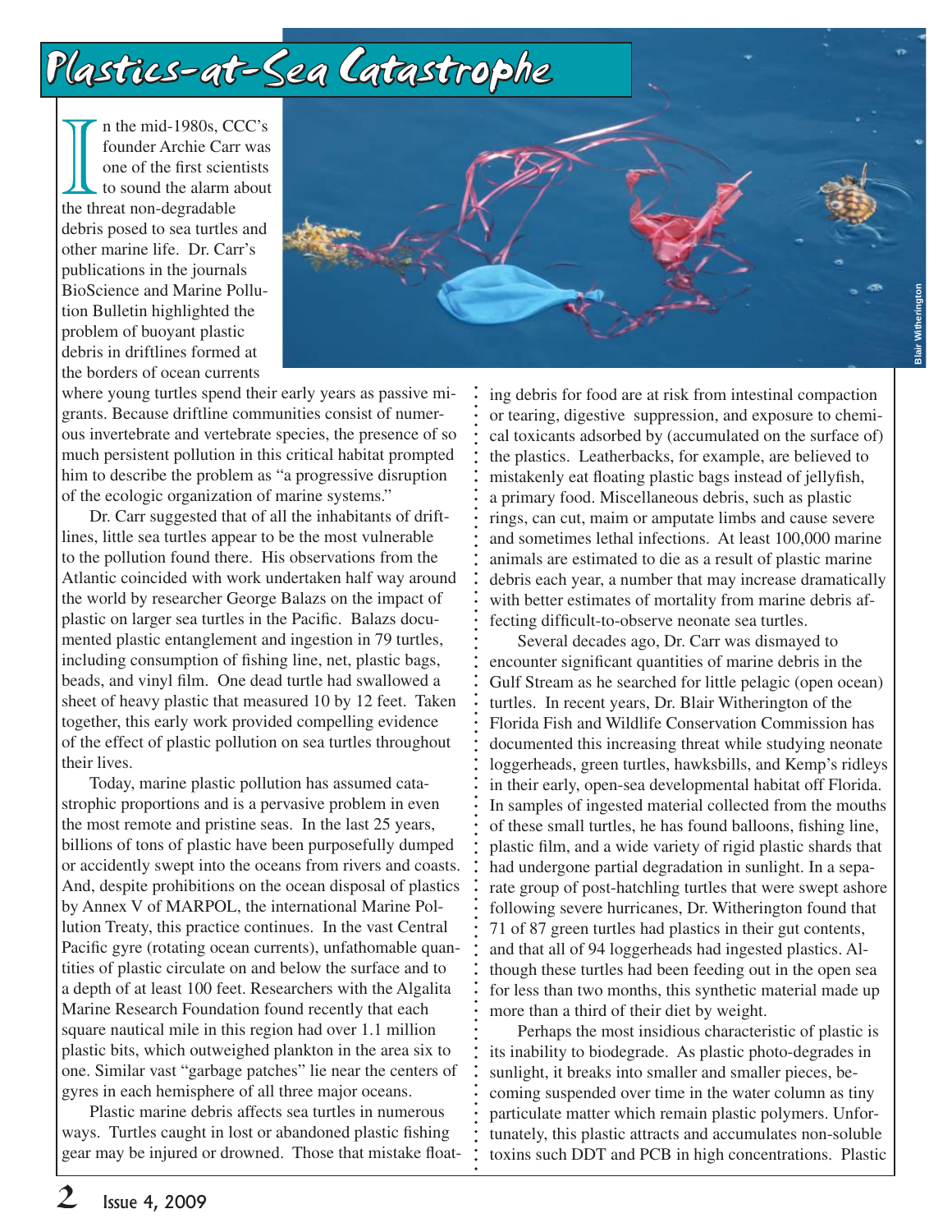# Plastics-at-Sea Catastrophe

In the mid-1980s, CCC's founder Archie Carr was one of the first scientists to sound the alarm about the threat non-degradable debris posed to sea turtles and other marine life. Dr. Carr's publications in the journals BioScience and Marine Pollution Bulletin highlighted the problem of buoyant plastic debris in driftlines formed at the borders of ocean currents where young turtles spend their early years as passive migrants. Because driftline communities consist of numerous invertebrate and vertebrate species, the presence of so much persistent pollution in this critical habitat prompted him to describe the problem as "a progressive disruption of the ecologic organization of marine systems."

Dr. Carr suggested that of all the inhabitants of driftlines, little sea turtles appear to be the most vulnerable to the pollution found there. His observations from the Atlantic coincided with work undertaken half way around the world by researcher George Balazs on the impact of plastic on larger sea turtles in the Pacific. Balazs documented plastic entanglement and ingestion in 79 turtles, including consumption of fishing line, net, plastic bags, beads, and vinyl film. One dead turtle had swallowed a sheet of heavy plastic that measured 10 by 12 feet. Taken together, this early work provided compelling evidence of the effect of plastic pollution on sea turtles throughout their lives.

Today, marine plastic pollution has assumed catastrophic proportions and is a pervasive problem in even the most remote and pristine seas. In the last 25 years, billions of tons of plastic have been purposefully dumped or accidently swept into the oceans from rivers and coasts. And, despite prohibitions on the ocean disposal of plastics by Annex V of MARPOL, the international Marine Pollution Treaty, this practice continues. In the vast Central Pacific gyre (rotating ocean currents), unfathomable quantities of plastic circulate on and below the surface and to a depth of at least 100 feet. Researchers with the Algalita Marine Research Foundation found recently that each square nautical mile in this region had over 1.1 million plastic bits, which outweighed plankton in the area six to one. Similar vast "garbage patches" lie near the centers of gyres in each hemisphere of all three major oceans.

Plastic marine debris affects sea turtles in numerous ways. Turtles caught in lost or abandoned plastic fishing gear may be injured or drowned. Those that mistake floating debris for food are at risk from intestinal compaction or tearing, digestive suppression, and exposure to chemical toxicants adsorbed by (accumulated on the surface of) the plastics. Leatherbacks, for example, are believed to mistakenly eat floating plastic bags instead of jellyfish, a primary food. Miscellaneous debris, such as plastic rings, can cut, maim or amputate limbs and cause severe and sometimes lethal infections. At least 100,000 marine animals are estimated to die as a result of plastic marine debris each year, a number that may increase dramatically with better estimates of mortality from marine debris affecting difficult-to-observe neonate sea turtles.

Several decades ago, Dr. Carr was dismayed to encounter significant quantities of marine debris in the Gulf Stream as he searched for little pelagic (open ocean) turtles. In recent years, Dr. Blair Witherington of the Florida Fish and Wildlife Conservation Commission has documented this increasing threat while studying neonate loggerheads, green turtles, hawksbills, and Kemp's ridleys in their early, open-sea developmental habitat off Florida. In samples of ingested material collected from the mouths of these small turtles, he has found balloons, fishing line, plastic film, and a wide variety of rigid plastic shards that had undergone partial degradation in sunlight. In a separate group of post-hatchling turtles that were swept ashore following severe hurricanes, Dr. Witherington found that 71 of 87 green turtles had plastics in their gut contents, and that all of 94 loggerheads had ingested plastics. Although these turtles had been feeding out in the open sea for less than two months, this synthetic material made up more than a third of their diet by weight.

Perhaps the most insidious characteristic of plastic is its inability to biodegrade. As plastic photo-degrades in sunlight, it breaks into smaller and smaller pieces, becoming suspended over time in the water column as tiny particulate matter which remain plastic polymers. Unfortunately, this plastic attracts and accumulates non-soluble toxins such DDT and PCB in high concentrations. Plastic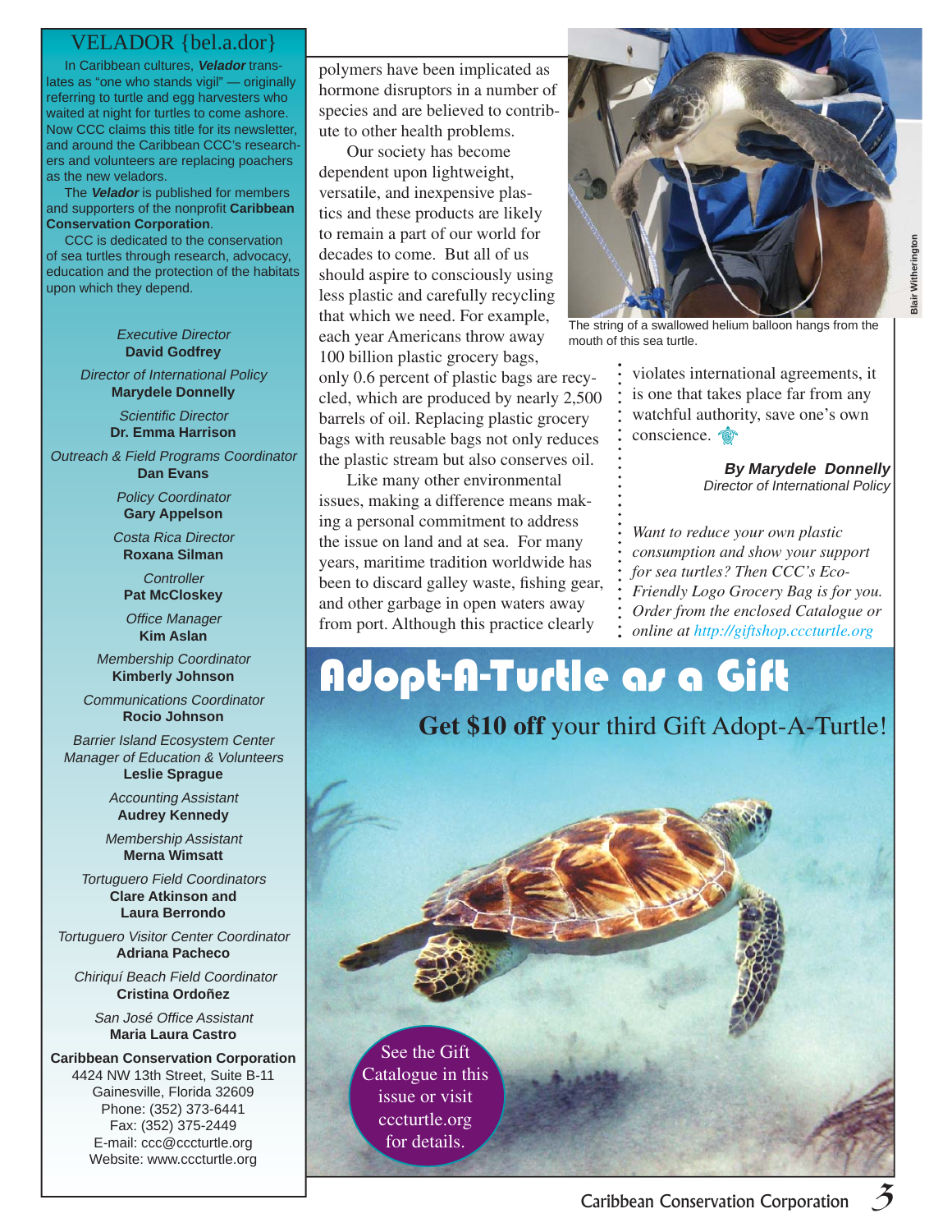## VELADOR {bel.a.dor}

In Caribbean cultures, ***Velador*** translates as "one who stands vigil" — originally referring to turtle and egg harvesters who waited at night for turtles to come ashore. Now CCC claims this title for its newsletter, and around the Caribbean CCC's researchers and volunteers are replacing poachers as the new veladors.

The ***Velador*** is published for members and supporters of the nonprofit **Caribbean Conservation Corporation**.

CCC is dedicated to the conservation of sea turtles through research, advocacy, education and the protection of the habitats upon which they depend.

*Executive Director*
**David Godfrey**

*Director of International Policy*
**Marydele Donnelly**

*Scientific Director*
**Dr. Emma Harrison**

*Outreach & Field Programs Coordinator*
**Dan Evans**

*Policy Coordinator*
**Gary Appelson**

*Costa Rica Director*
**Roxana Silman**

*Controller*
**Pat McCloskey**

*Office Manager*
**Kim Aslan**

*Membership Coordinator*
**Kimberly Johnson**

*Communications Coordinator*
**Rocio Johnson**

*Barrier Island Ecosystem Center Manager of Education & Volunteers*
**Leslie Sprague**

*Accounting Assistant*
**Audrey Kennedy**

*Membership Assistant*
**Merna Wimsatt**

*Tortuguero Field Coordinators*
**Clare Atkinson and Laura Berrondo**

*Tortuguero Visitor Center Coordinator*
**Adriana Pacheco**

*Chiriquí Beach Field Coordinator*
**Cristina Ordoñez**

*San José Office Assistant*
**Maria Laura Castro**

**Caribbean Conservation Corporation**
4424 NW 13th Street, Suite B-11
Gainesville, Florida 32609
Phone: (352) 373-6441
Fax: (352) 375-2449
E-mail: ccc@cccturtle.org
Website: www.cccturtle.org

polymers have been implicated as hormone disruptors in a number of species and are believed to contribute to other health problems.

Our society has become dependent upon lightweight, versatile, and inexpensive plastics and these products are likely to remain a part of our world for decades to come. But all of us should aspire to consciously using less plastic and carefully recycling that which we need. For example, each year Americans throw away 100 billion plastic grocery bags, only 0.6 percent of plastic bags are recycled, which are produced by nearly 2,500 barrels of oil. Replacing plastic grocery bags with reusable bags not only reduces the plastic stream but also conserves oil.

Like many other environmental issues, making a difference means making a personal commitment to address the issue on land and at sea. For many years, maritime tradition worldwide has been to discard galley waste, fishing gear, and other garbage in open waters away from port. Although this practice clearly violates international agreements, it is one that takes place far from any watchful authority, save one's own conscience.

The string of a swallowed helium balloon hangs from the mouth of this sea turtle.

Blair Witherington

***By Marydele Donnelly***
*Director of International Policy*

*Want to reduce your own plastic consumption and show your support for sea turtles? Then CCC's Eco-Friendly Logo Grocery Bag is for you. Order from the enclosed Catalogue or online at http://giftshop.cccturtle.org*

## Adopt-A-Turtle as a Gift

**Get $10 off** your third Gift Adopt-A-Turtle!

See the Gift Catalogue in this issue or visit cccturtle.org for details.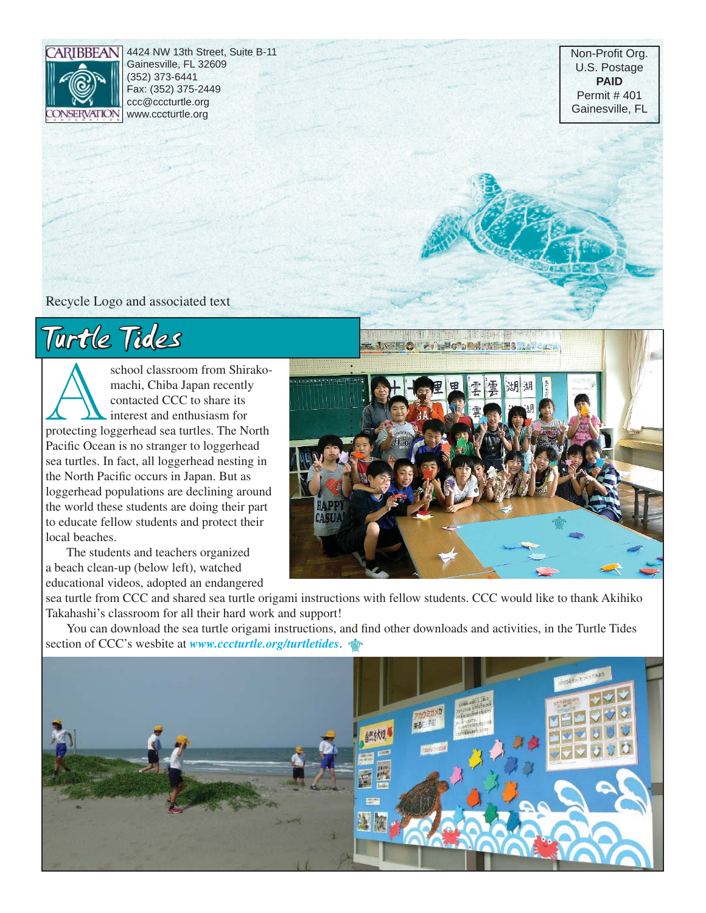CARIBBEAN CONSERVATION CORPORATION

4424 NW 13th Street, Suite B-11
Gainesville, FL 32609
(352) 373-6441
Fax: (352) 375-2449
ccc@cccturtle.org
www.cccturtle.org

Non-Profit Org.
U.S. Postage
**PAID**
Permit # 401
Gainesville, FL

Recycle Logo and associated text

# Turtle Tides

A school classroom from Shirako-machi, Chiba Japan recently contacted CCC to share its interest and enthusiasm for protecting loggerhead sea turtles. The North Pacific Ocean is no stranger to loggerhead sea turtles. In fact, all loggerhead nesting in the North Pacific occurs in Japan. But as loggerhead populations are declining around the world these students are doing their part to educate fellow students and protect their local beaches.

The students and teachers organized a beach clean-up (below left), watched educational videos, adopted an endangered sea turtle from CCC and shared sea turtle origami instructions with fellow students. CCC would like to thank Akihiko Takahashi's classroom for all their hard work and support!

You can download the sea turtle origami instructions, and find other downloads and activities, in the Turtle Tides section of CCC's wesbite at ***www.cccturtle.org/turtletides***.